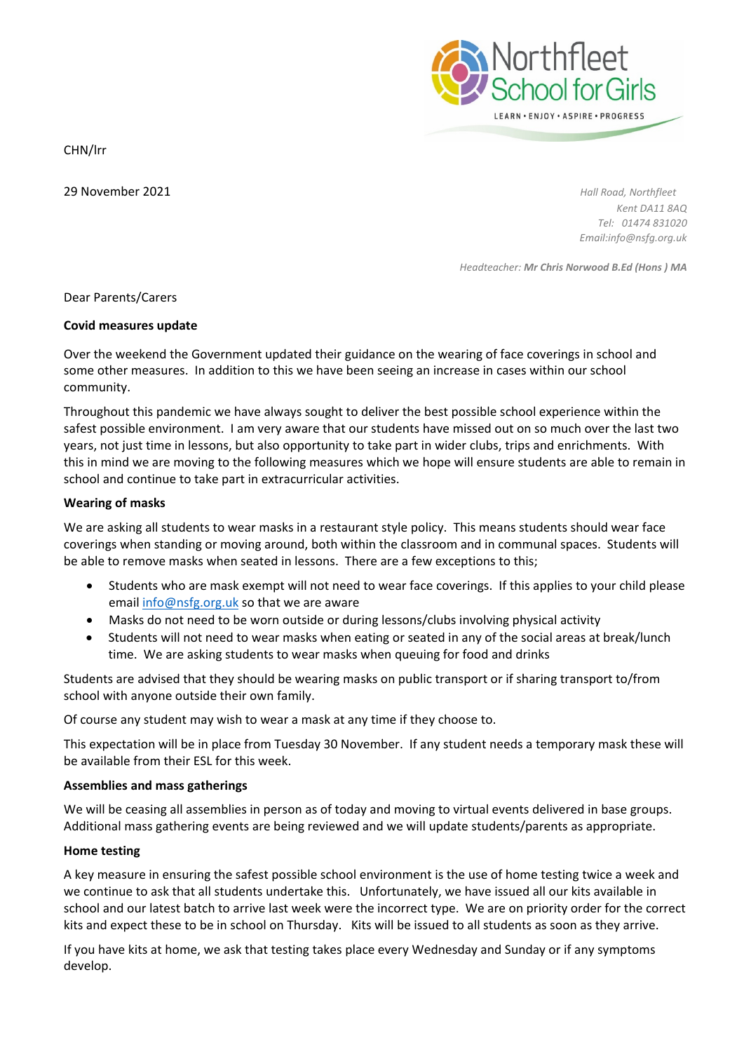Northfleet School for Girls

LEARN • ENJOY • ASPIRE • PROGRESS

CHN/lrr

29 November 2021

*Hall Road, Northfleet*
*Kent DA11 8AQ*
*Tel: 01474 831020*
*Email:info@nsfg.org.uk*

*Headteacher:* ***Mr Chris Norwood B.Ed (Hons ) MA***

Dear Parents/Carers

**Covid measures update**

Over the weekend the Government updated their guidance on the wearing of face coverings in school and some other measures. In addition to this we have been seeing an increase in cases within our school community.

Throughout this pandemic we have always sought to deliver the best possible school experience within the safest possible environment. I am very aware that our students have missed out on so much over the last two years, not just time in lessons, but also opportunity to take part in wider clubs, trips and enrichments. With this in mind we are moving to the following measures which we hope will ensure students are able to remain in school and continue to take part in extracurricular activities.

**Wearing of masks**

We are asking all students to wear masks in a restaurant style policy. This means students should wear face coverings when standing or moving around, both within the classroom and in communal spaces. Students will be able to remove masks when seated in lessons. There are a few exceptions to this;

- Students who are mask exempt will not need to wear face coverings. If this applies to your child please email [info@nsfg.org.uk](mailto:info@nsfg.org.uk) so that we are aware
- Masks do not need to be worn outside or during lessons/clubs involving physical activity
- Students will not need to wear masks when eating or seated in any of the social areas at break/lunch time. We are asking students to wear masks when queuing for food and drinks

Students are advised that they should be wearing masks on public transport or if sharing transport to/from school with anyone outside their own family.

Of course any student may wish to wear a mask at any time if they choose to.

This expectation will be in place from Tuesday 30 November. If any student needs a temporary mask these will be available from their ESL for this week.

**Assemblies and mass gatherings**

We will be ceasing all assemblies in person as of today and moving to virtual events delivered in base groups. Additional mass gathering events are being reviewed and we will update students/parents as appropriate.

**Home testing**

A key measure in ensuring the safest possible school environment is the use of home testing twice a week and we continue to ask that all students undertake this. Unfortunately, we have issued all our kits available in school and our latest batch to arrive last week were the incorrect type. We are on priority order for the correct kits and expect these to be in school on Thursday. Kits will be issued to all students as soon as they arrive.

If you have kits at home, we ask that testing takes place every Wednesday and Sunday or if any symptoms develop.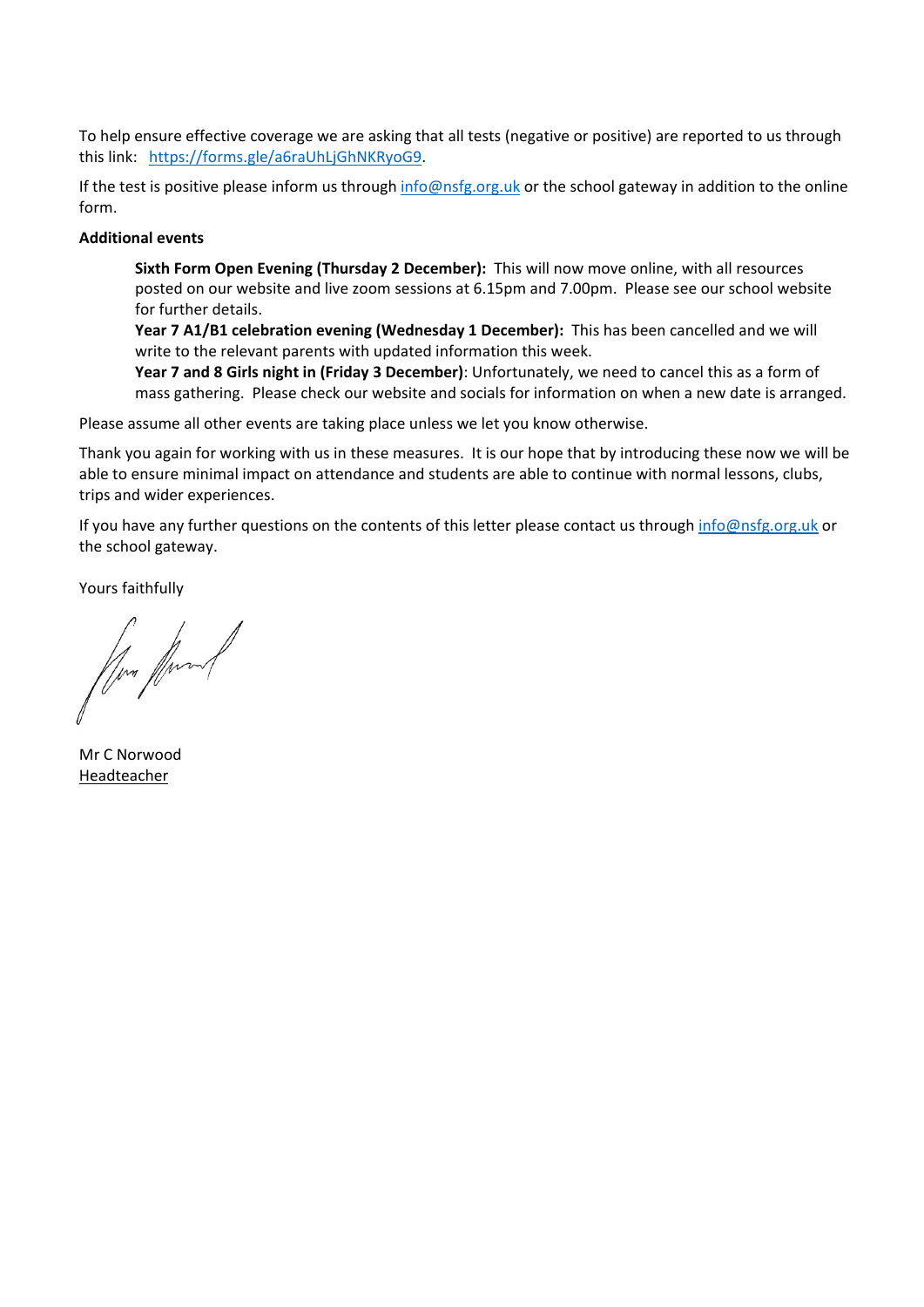To help ensure effective coverage we are asking that all tests (negative or positive) are reported to us through this link: [https://forms.gle/a6raUhLjGhNKRyoG9](https://forms.gle/a6raUhLjGhNKRyoG9).

If the test is positive please inform us through [info@nsfg.org.uk](mailto:info@nsfg.org.uk) or the school gateway in addition to the online form.

**Additional events**

> **Sixth Form Open Evening (Thursday 2 December):** This will now move online, with all resources posted on our website and live zoom sessions at 6.15pm and 7.00pm. Please see our school website for further details.
>
> **Year 7 A1/B1 celebration evening (Wednesday 1 December):** This has been cancelled and we will write to the relevant parents with updated information this week.
>
> **Year 7 and 8 Girls night in (Friday 3 December)**: Unfortunately, we need to cancel this as a form of mass gathering. Please check our website and socials for information on when a new date is arranged.

Please assume all other events are taking place unless we let you know otherwise.

Thank you again for working with us in these measures. It is our hope that by introducing these now we will be able to ensure minimal impact on attendance and students are able to continue with normal lessons, clubs, trips and wider experiences.

If you have any further questions on the contents of this letter please contact us through [info@nsfg.org.uk](mailto:info@nsfg.org.uk) or the school gateway.

Yours faithfully

Mr C Norwood
Headteacher